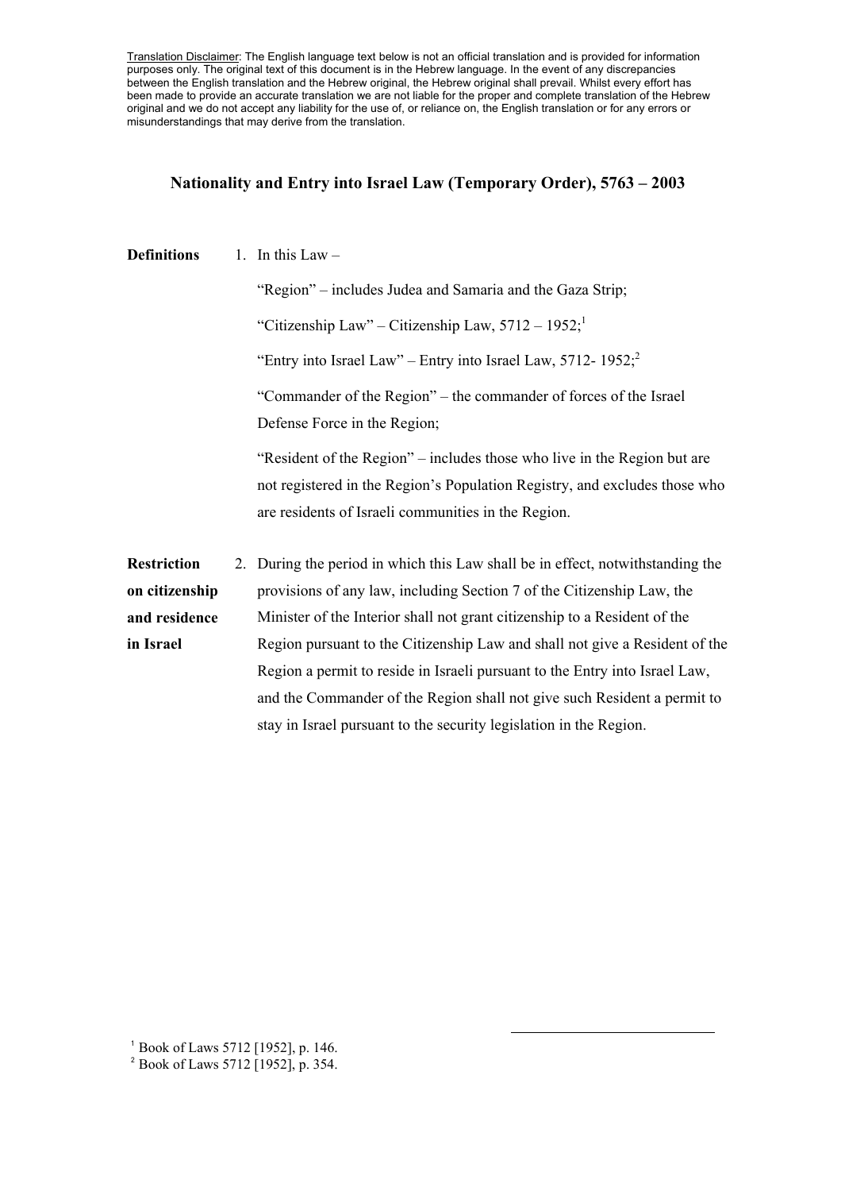<u>Translation Disclaimer</u>: The English language text below is not an official translation and is provided for information purposes only. The original text of this document is in the Hebrew language. In the event of any discrepancies between the English translation and the Hebrew original, the Hebrew original shall prevail. Whilst every effort has been made to provide an accurate translation we are not liable for the proper and complete translation of the Hebrew original and we do not accept any liability for the use of, or reliance on, the English translation or for any errors or misunderstandings that may derive from the translation.

# Nationality and Entry into Israel Law (Temporary Order), 5763 – 2003

**Definitions**

1. In this Law –

   "Region" – includes Judea and Samaria and the Gaza Strip;

   "Citizenship Law" – Citizenship Law, 5712 – 1952;[1]

   "Entry into Israel Law" – Entry into Israel Law, 5712- 1952;[2]

   "Commander of the Region" – the commander of forces of the Israel Defense Force in the Region;

   "Resident of the Region" – includes those who live in the Region but are not registered in the Region's Population Registry, and excludes those who are residents of Israeli communities in the Region.

**Restriction on citizenship and residence in Israel**

2. During the period in which this Law shall be in effect, notwithstanding the provisions of any law, including Section 7 of the Citizenship Law, the Minister of the Interior shall not grant citizenship to a Resident of the Region pursuant to the Citizenship Law and shall not give a Resident of the Region a permit to reside in Israeli pursuant to the Entry into Israel Law, and the Commander of the Region shall not give such Resident a permit to stay in Israel pursuant to the security legislation in the Region.

---

[1] Book of Laws 5712 [1952], p. 146.

[2] Book of Laws 5712 [1952], p. 354.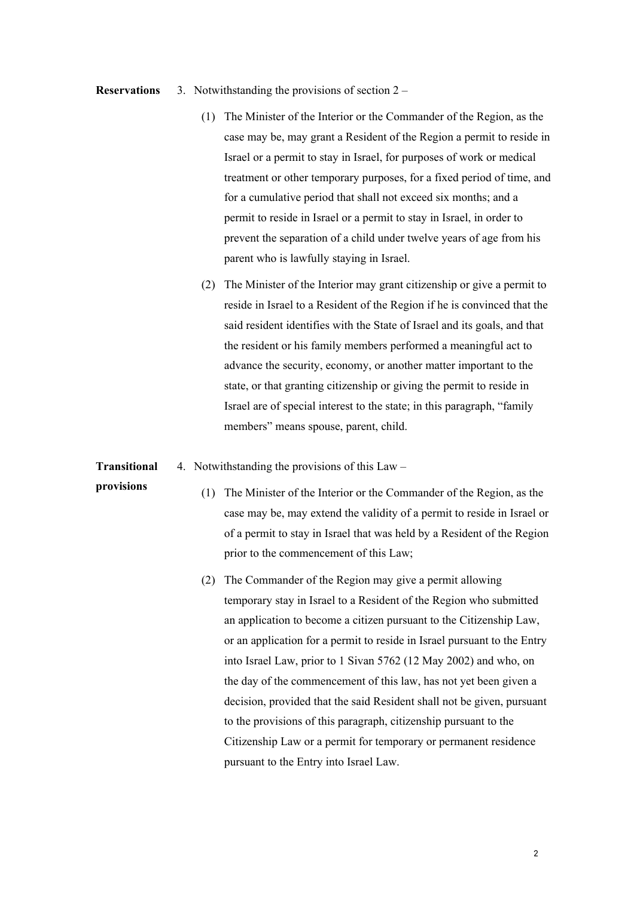**Reservations** 3. Notwithstanding the provisions of section 2 –

(1) The Minister of the Interior or the Commander of the Region, as the case may be, may grant a Resident of the Region a permit to reside in Israel or a permit to stay in Israel, for purposes of work or medical treatment or other temporary purposes, for a fixed period of time, and for a cumulative period that shall not exceed six months; and a permit to reside in Israel or a permit to stay in Israel, in order to prevent the separation of a child under twelve years of age from his parent who is lawfully staying in Israel.

(2) The Minister of the Interior may grant citizenship or give a permit to reside in Israel to a Resident of the Region if he is convinced that the said resident identifies with the State of Israel and its goals, and that the resident or his family members performed a meaningful act to advance the security, economy, or another matter important to the state, or that granting citizenship or giving the permit to reside in Israel are of special interest to the state; in this paragraph, "family members" means spouse, parent, child.

**Transitional provisions** 4. Notwithstanding the provisions of this Law –

(1) The Minister of the Interior or the Commander of the Region, as the case may be, may extend the validity of a permit to reside in Israel or of a permit to stay in Israel that was held by a Resident of the Region prior to the commencement of this Law;

(2) The Commander of the Region may give a permit allowing temporary stay in Israel to a Resident of the Region who submitted an application to become a citizen pursuant to the Citizenship Law, or an application for a permit to reside in Israel pursuant to the Entry into Israel Law, prior to 1 Sivan 5762 (12 May 2002) and who, on the day of the commencement of this law, has not yet been given a decision, provided that the said Resident shall not be given, pursuant to the provisions of this paragraph, citizenship pursuant to the Citizenship Law or a permit for temporary or permanent residence pursuant to the Entry into Israel Law.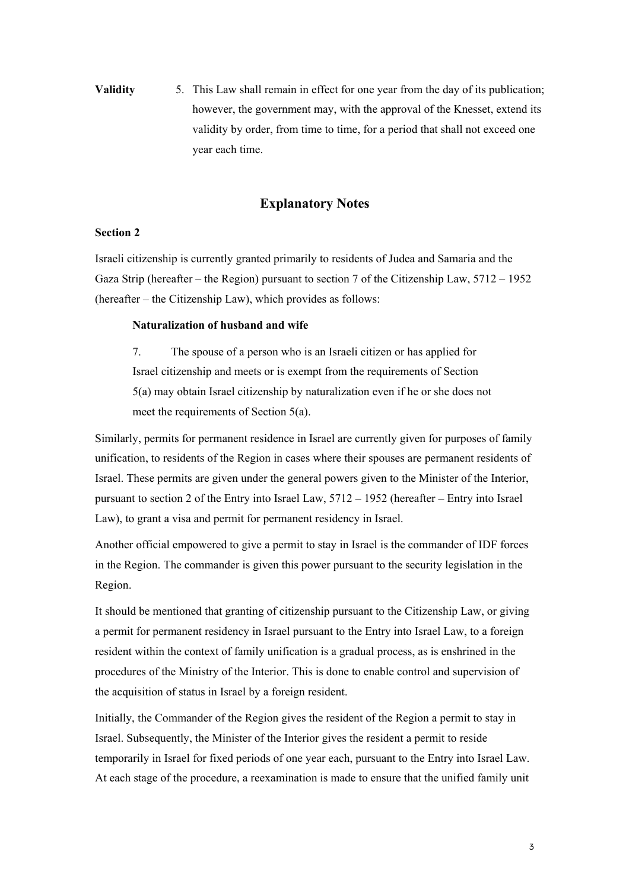**Validity** 5. This Law shall remain in effect for one year from the day of its publication; however, the government may, with the approval of the Knesset, extend its validity by order, from time to time, for a period that shall not exceed one year each time.

## Explanatory Notes

**Section 2**

Israeli citizenship is currently granted primarily to residents of Judea and Samaria and the Gaza Strip (hereafter – the Region) pursuant to section 7 of the Citizenship Law, 5712 – 1952 (hereafter – the Citizenship Law), which provides as follows:

> **Naturalization of husband and wife**
>
> 7. The spouse of a person who is an Israeli citizen or has applied for Israel citizenship and meets or is exempt from the requirements of Section 5(a) may obtain Israel citizenship by naturalization even if he or she does not meet the requirements of Section 5(a).

Similarly, permits for permanent residence in Israel are currently given for purposes of family unification, to residents of the Region in cases where their spouses are permanent residents of Israel. These permits are given under the general powers given to the Minister of the Interior, pursuant to section 2 of the Entry into Israel Law, 5712 – 1952 (hereafter – Entry into Israel Law), to grant a visa and permit for permanent residency in Israel.

Another official empowered to give a permit to stay in Israel is the commander of IDF forces in the Region. The commander is given this power pursuant to the security legislation in the Region.

It should be mentioned that granting of citizenship pursuant to the Citizenship Law, or giving a permit for permanent residency in Israel pursuant to the Entry into Israel Law, to a foreign resident within the context of family unification is a gradual process, as is enshrined in the procedures of the Ministry of the Interior. This is done to enable control and supervision of the acquisition of status in Israel by a foreign resident.

Initially, the Commander of the Region gives the resident of the Region a permit to stay in Israel. Subsequently, the Minister of the Interior gives the resident a permit to reside temporarily in Israel for fixed periods of one year each, pursuant to the Entry into Israel Law. At each stage of the procedure, a reexamination is made to ensure that the unified family unit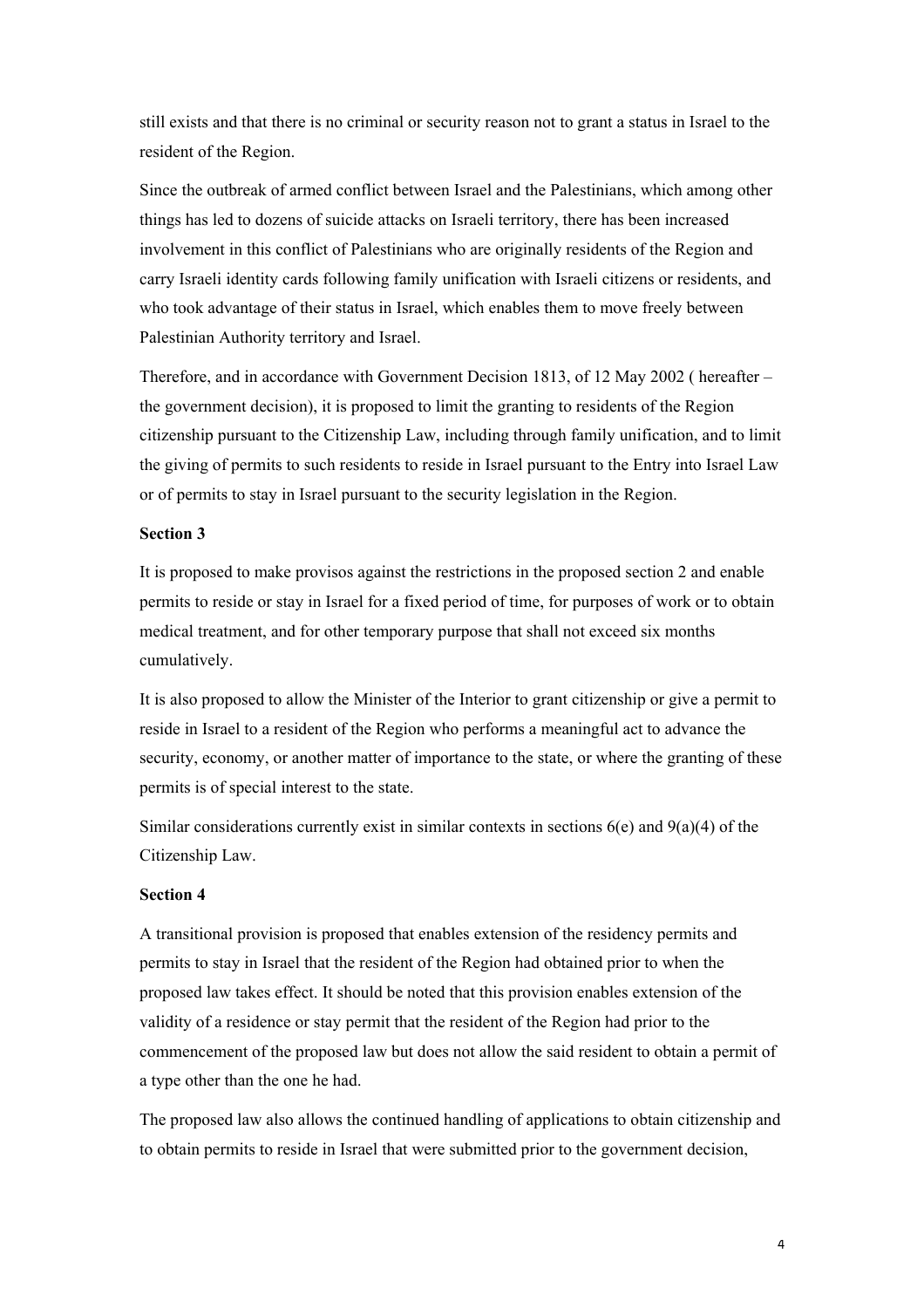still exists and that there is no criminal or security reason not to grant a status in Israel to the resident of the Region.

Since the outbreak of armed conflict between Israel and the Palestinians, which among other things has led to dozens of suicide attacks on Israeli territory, there has been increased involvement in this conflict of Palestinians who are originally residents of the Region and carry Israeli identity cards following family unification with Israeli citizens or residents, and who took advantage of their status in Israel, which enables them to move freely between Palestinian Authority territory and Israel.

Therefore, and in accordance with Government Decision 1813, of 12 May 2002 ( hereafter – the government decision), it is proposed to limit the granting to residents of the Region citizenship pursuant to the Citizenship Law, including through family unification, and to limit the giving of permits to such residents to reside in Israel pursuant to the Entry into Israel Law or of permits to stay in Israel pursuant to the security legislation in the Region.

**Section 3**

It is proposed to make provisos against the restrictions in the proposed section 2 and enable permits to reside or stay in Israel for a fixed period of time, for purposes of work or to obtain medical treatment, and for other temporary purpose that shall not exceed six months cumulatively.

It is also proposed to allow the Minister of the Interior to grant citizenship or give a permit to reside in Israel to a resident of the Region who performs a meaningful act to advance the security, economy, or another matter of importance to the state, or where the granting of these permits is of special interest to the state.

Similar considerations currently exist in similar contexts in sections 6(e) and 9(a)(4) of the Citizenship Law.

**Section 4**

A transitional provision is proposed that enables extension of the residency permits and permits to stay in Israel that the resident of the Region had obtained prior to when the proposed law takes effect. It should be noted that this provision enables extension of the validity of a residence or stay permit that the resident of the Region had prior to the commencement of the proposed law but does not allow the said resident to obtain a permit of a type other than the one he had.

The proposed law also allows the continued handling of applications to obtain citizenship and to obtain permits to reside in Israel that were submitted prior to the government decision,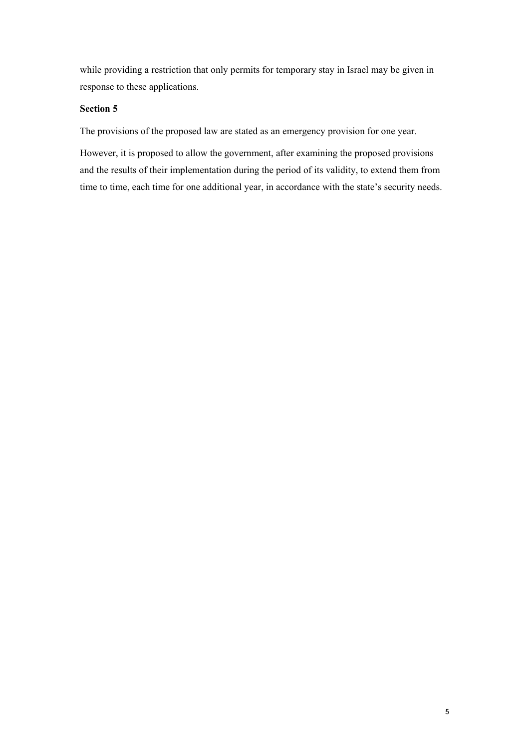while providing a restriction that only permits for temporary stay in Israel may be given in response to these applications.

**Section 5**

The provisions of the proposed law are stated as an emergency provision for one year.

However, it is proposed to allow the government, after examining the proposed provisions and the results of their implementation during the period of its validity, to extend them from time to time, each time for one additional year, in accordance with the state's security needs.